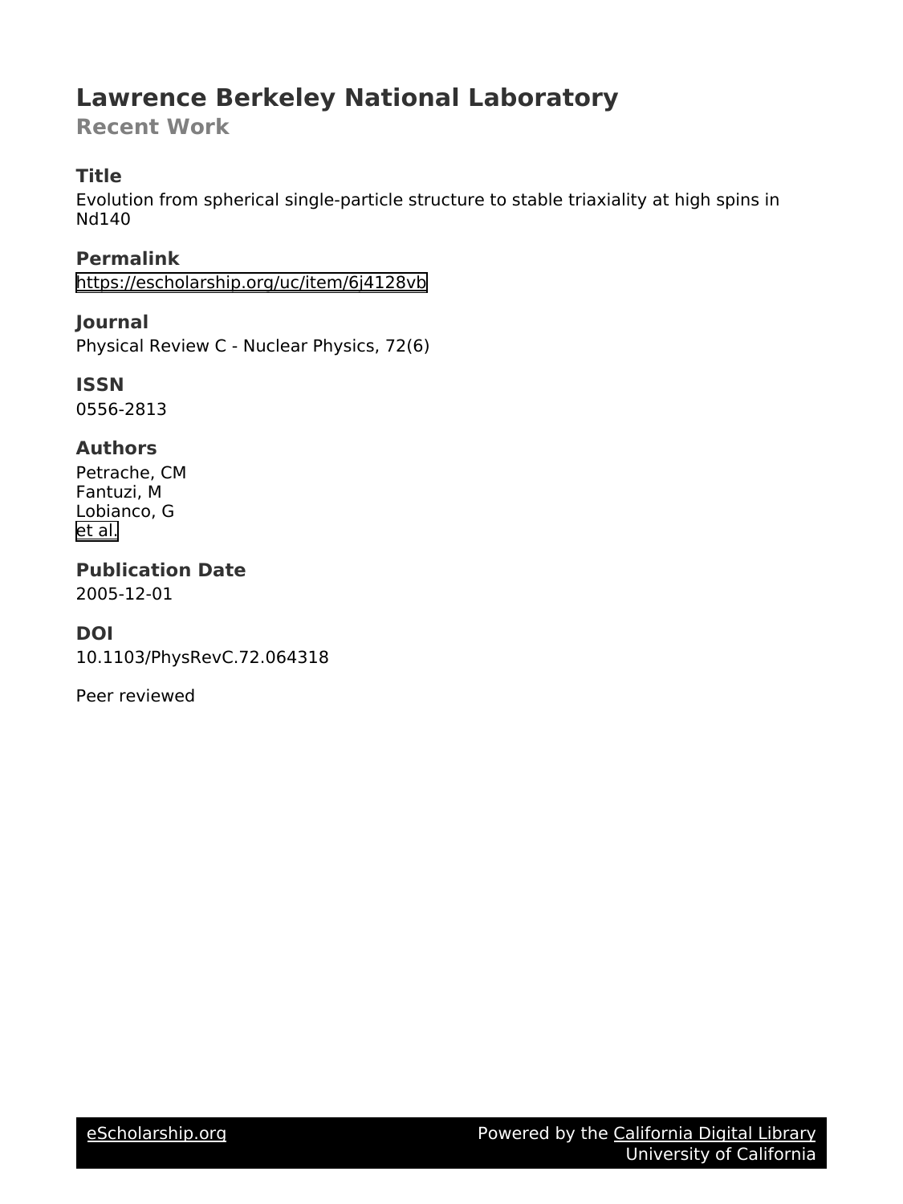# Lawrence Berkeley National Laboratory

## Recent Work

### Title

Evolution from spherical single-particle structure to stable triaxiality at high spins in Nd140

### Permalink

https://escholarship.org/uc/item/6j4128vb

### Journal

Physical Review C - Nuclear Physics, 72(6)

### ISSN

0556-2813

### Authors

Petrache, CM
Fantuzi, M
Lobianco, G
et al.

### Publication Date

2005-12-01

### DOI

10.1103/PhysRevC.72.064318

Peer reviewed

eScholarship.org Powered by the California Digital Library University of California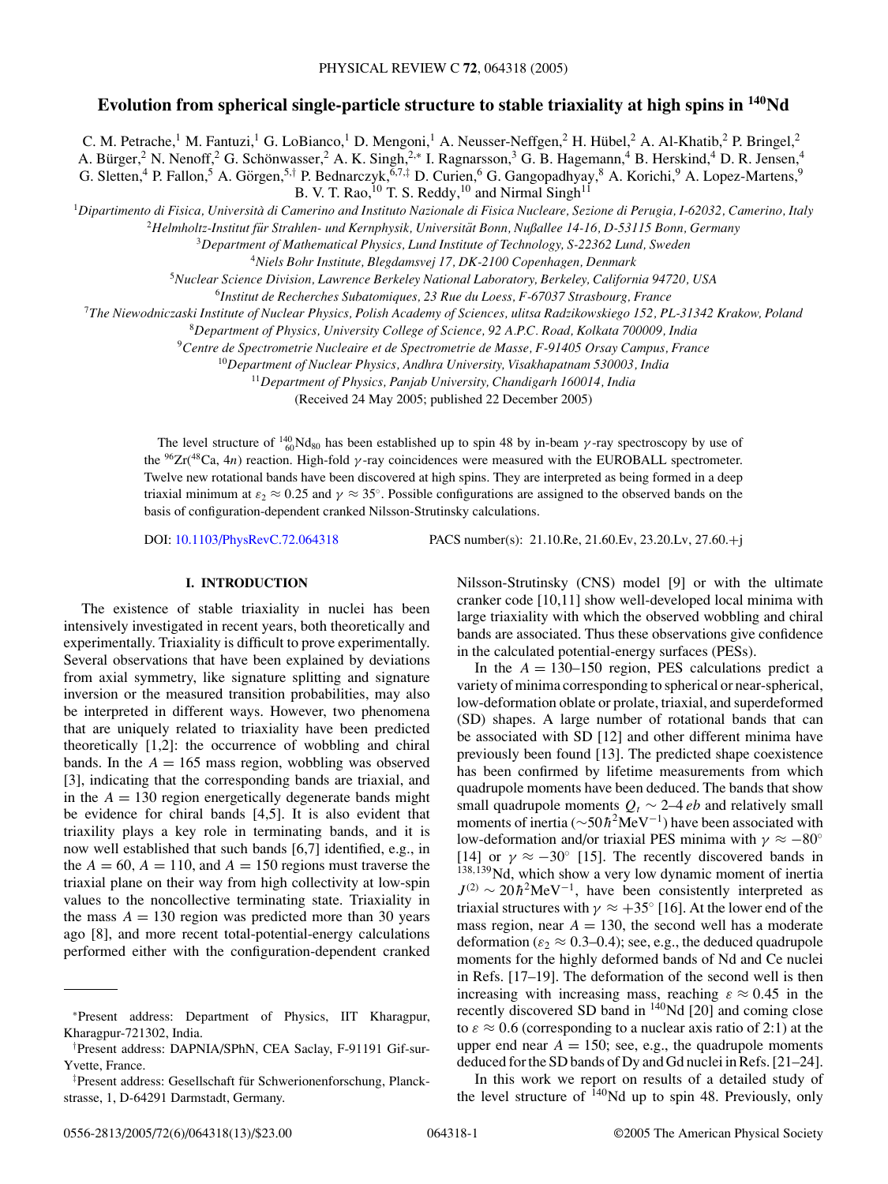# Evolution from spherical single-particle structure to stable triaxiality at high spins in $^{140}$Nd

C. M. Petrache,[1] M. Fantuzi,[1] G. LoBianco,[1] D. Mengoni,[1] A. Neusser-Neffgen,[2] H. Hübel,[2] A. Al-Khatib,[2] P. Bringel,[2] A. Bürger,[2] N. Nenoff,[2] G. Schönwasser,[2] A. K. Singh,[2,*] I. Ragnarsson,[3] G. B. Hagemann,[4] B. Herskind,[4] D. R. Jensen,[4] G. Sletten,[4] P. Fallon,[5] A. Görgen,[5,†] P. Bednarczyk,[6,7,‡] D. Curien,[6] G. Gangopadhyay,[8] A. Korichi,[9] A. Lopez-Martens,[9] B. V. T. Rao,[10] T. S. Reddy,[10] and Nirmal Singh[11]

[1]Dipartimento di Fisica, Università di Camerino and Instituto Nazionale di Fisica Nucleare, Sezione di Perugia, I-62032, Camerino, Italy

[2]Helmholtz-Institut für Strahlen- und Kernphysik, Universität Bonn, Nußallee 14-16, D-53115 Bonn, Germany

[3]Department of Mathematical Physics, Lund Institute of Technology, S-22362 Lund, Sweden

[4]Niels Bohr Institute, Blegdamsvej 17, DK-2100 Copenhagen, Denmark

[5]Nuclear Science Division, Lawrence Berkeley National Laboratory, Berkeley, California 94720, USA

[6]Institut de Recherches Subatomiques, 23 Rue du Loess, F-67037 Strasbourg, France

[7]The Niewodniczaski Institute of Nuclear Physics, Polish Academy of Sciences, ulitsa Radzikowskiego 152, PL-31342 Krakow, Poland

[8]Department of Physics, University College of Science, 92 A.P.C. Road, Kolkata 700009, India

[9]Centre de Spectrometrie Nucleaire et de Spectrometrie de Masse, F-91405 Orsay Campus, France

[10]Department of Nuclear Physics, Andhra University, Visakhapatnam 530003, India

[11]Department of Physics, Panjab University, Chandigarh 160014, India

(Received 24 May 2005; published 22 December 2005)

The level structure of $^{140}_{60}$Nd$_{80}$ has been established up to spin 48 by in-beam $\gamma$-ray spectroscopy by use of the $^{96}$Zr($^{48}$Ca, 4$n$) reaction. High-fold $\gamma$-ray coincidences were measured with the EUROBALL spectrometer. Twelve new rotational bands have been discovered at high spins. They are interpreted as being formed in a deep triaxial minimum at $\varepsilon_2 \approx 0.25$ and $\gamma \approx 35^\circ$. Possible configurations are assigned to the observed bands on the basis of configuration-dependent cranked Nilsson-Strutinsky calculations.

DOI: 10.1103/PhysRevC.72.064318 PACS number(s): 21.10.Re, 21.60.Ev, 23.20.Lv, 27.60.+j

## I. INTRODUCTION

The existence of stable triaxiality in nuclei has been intensively investigated in recent years, both theoretically and experimentally. Triaxiality is difficult to prove experimentally. Several observations that have been explained by deviations from axial symmetry, like signature splitting and signature inversion or the measured transition probabilities, may also be interpreted in different ways. However, two phenomena that are uniquely related to triaxiality have been predicted theoretically [1,2]: the occurrence of wobbling and chiral bands. In the $A = 165$ mass region, wobbling was observed [3], indicating that the corresponding bands are triaxial, and in the $A = 130$ region energetically degenerate bands might be evidence for chiral bands [4,5]. It is also evident that triaxility plays a key role in terminating bands, and it is now well established that such bands [6,7] identified, e.g., in the $A = 60$, $A = 110$, and $A = 150$ regions must traverse the triaxial plane on their way from high collectivity at low-spin values to the noncollective terminating state. Triaxiality in the mass $A = 130$ region was predicted more than 30 years ago [8], and more recent total-potential-energy calculations performed either with the configuration-dependent cranked Nilsson-Strutinsky (CNS) model [9] or with the ultimate cranker code [10,11] show well-developed local minima with large triaxiality with which the observed wobbling and chiral bands are associated. Thus these observations give confidence in the calculated potential-energy surfaces (PESs).

In the $A = 130$–150 region, PES calculations predict a variety of minima corresponding to spherical or near-spherical, low-deformation oblate or prolate, triaxial, and superdeformed (SD) shapes. A large number of rotational bands that can be associated with SD [12] and other different minima have previously been found [13]. The predicted shape coexistence has been confirmed by lifetime measurements from which quadrupole moments have been deduced. The bands that show small quadrupole moments $Q_t \sim 2$–$4\,eb$ and relatively small moments of inertia ($\sim 50\hbar^2$MeV$^{-1}$) have been associated with low-deformation and/or triaxial PES minima with $\gamma \approx -80^\circ$ [14] or $\gamma \approx -30^\circ$ [15]. The recently discovered bands in $^{138,139}$Nd, which show a very low dynamic moment of inertia $J^{(2)} \sim 20\hbar^2$MeV$^{-1}$, have been consistently interpreted as triaxial structures with $\gamma \approx +35^\circ$ [16]. At the lower end of the mass region, near $A = 130$, the second well has a moderate deformation ($\varepsilon_2 \approx 0.3$–0.4); see, e.g., the deduced quadrupole moments for the highly deformed bands of Nd and Ce nuclei in Refs. [17–19]. The deformation of the second well is then increasing with increasing mass, reaching $\varepsilon \approx 0.45$ in the recently discovered SD band in $^{140}$Nd [20] and coming close to $\varepsilon \approx 0.6$ (corresponding to a nuclear axis ratio of 2:1) at the upper end near $A = 150$; see, e.g., the quadrupole moments deduced for the SD bands of Dy and Gd nuclei in Refs. [21–24].

In this work we report on results of a detailed study of the level structure of $^{140}$Nd up to spin 48. Previously, only

*Present address: Department of Physics, IIT Kharagpur, Kharagpur-721302, India.

†Present address: DAPNIA/SPhN, CEA Saclay, F-91191 Gif-sur-Yvette, France.

‡Present address: Gesellschaft für Schwerionenforschung, Planckstrasse, 1, D-64291 Darmstadt, Germany.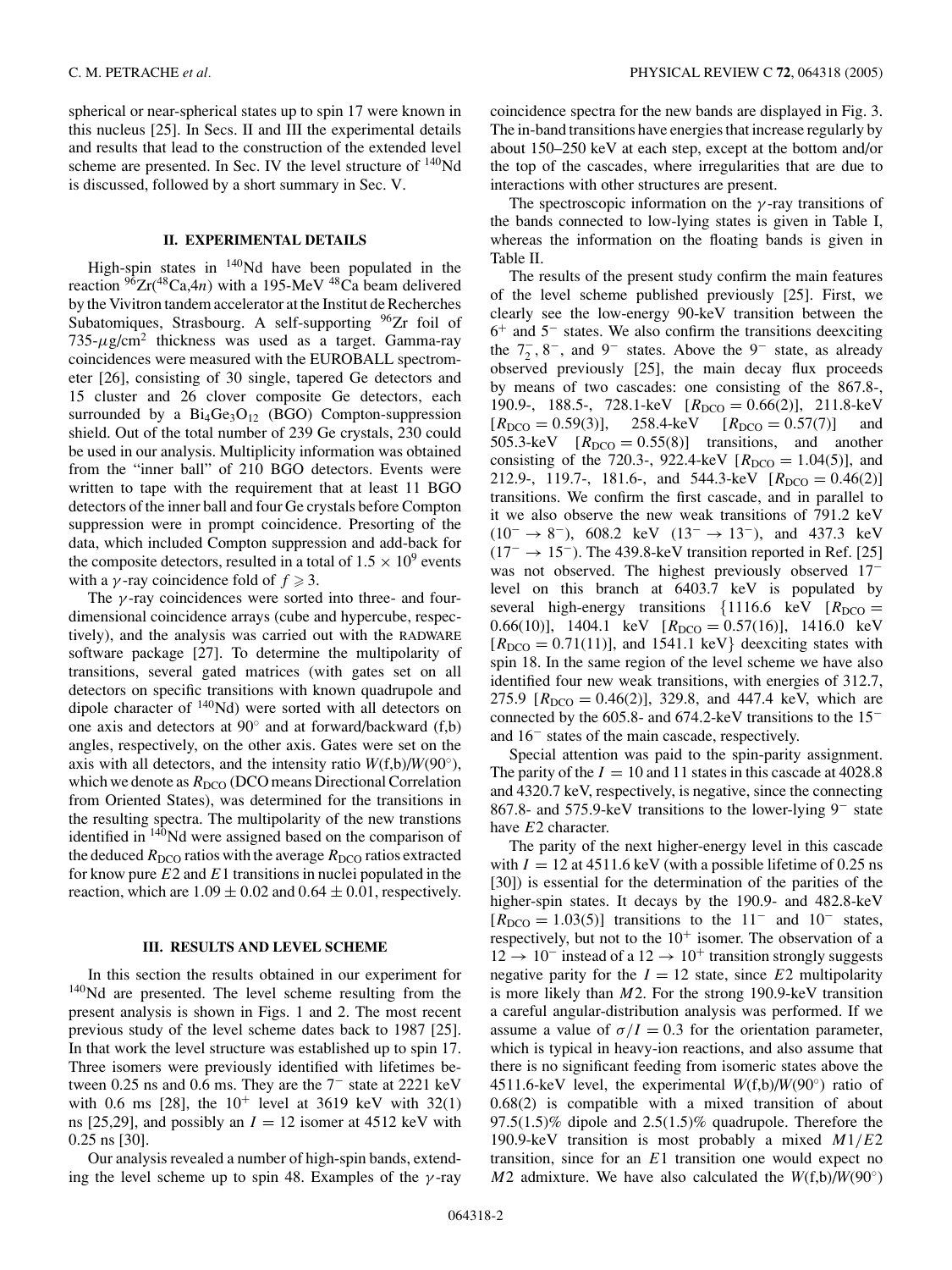spherical or near-spherical states up to spin 17 were known in this nucleus [25]. In Secs. II and III the experimental details and results that lead to the construction of the extended level scheme are presented. In Sec. IV the level structure of $^{140}$Nd is discussed, followed by a short summary in Sec. V.

## II. EXPERIMENTAL DETAILS

High-spin states in $^{140}$Nd have been populated in the reaction $^{96}$Zr($^{48}$Ca,4$n$) with a 195-MeV $^{48}$Ca beam delivered by the Vivitron tandem accelerator at the Institut de Recherches Subatomiques, Strasbourg. A self-supporting $^{96}$Zr foil of 735-$\mu$g/cm$^2$ thickness was used as a target. Gamma-ray coincidences were measured with the EUROBALL spectrometer [26], consisting of 30 single, tapered Ge detectors and 15 cluster and 26 clover composite Ge detectors, each surrounded by a $Bi_4Ge_3O_{12}$ (BGO) Compton-suppression shield. Out of the total number of 239 Ge crystals, 230 could be used in our analysis. Multiplicity information was obtained from the "inner ball" of 210 BGO detectors. Events were written to tape with the requirement that at least 11 BGO detectors of the inner ball and four Ge crystals before Compton suppression were in prompt coincidence. Presorting of the data, which included Compton suppression and add-back for the composite detectors, resulted in a total of $1.5 \times 10^9$ events with a $\gamma$-ray coincidence fold of $f \geqslant 3$.

The $\gamma$-ray coincidences were sorted into three- and four-dimensional coincidence arrays (cube and hypercube, respectively), and the analysis was carried out with the RADWARE software package [27]. To determine the multipolarity of transitions, several gated matrices (with gates set on all detectors on specific transitions with known quadrupole and dipole character of $^{140}$Nd) were sorted with all detectors on one axis and detectors at 90° and at forward/backward (f,b) angles, respectively, on the other axis. Gates were set on the axis with all detectors, and the intensity ratio $W$(f,b)/$W$(90°), which we denote as $R_{\mathrm{DCO}}$ (DCO means Directional Correlation from Oriented States), was determined for the transitions in the resulting spectra. The multipolarity of the new transtions identified in $^{140}$Nd were assigned based on the comparison of the deduced $R_{\mathrm{DCO}}$ ratios with the average $R_{\mathrm{DCO}}$ ratios extracted for know pure $E2$ and $E1$ transitions in nuclei populated in the reaction, which are $1.09 \pm 0.02$ and $0.64 \pm 0.01$, respectively.

## III. RESULTS AND LEVEL SCHEME

In this section the results obtained in our experiment for $^{140}$Nd are presented. The level scheme resulting from the present analysis is shown in Figs. 1 and 2. The most recent previous study of the level scheme dates back to 1987 [25]. In that work the level structure was established up to spin 17. Three isomers were previously identified with lifetimes between 0.25 ns and 0.6 ms. They are the $7^-$ state at 2221 keV with 0.6 ms [28], the $10^+$ level at 3619 keV with 32(1) ns [25,29], and possibly an $I = 12$ isomer at 4512 keV with 0.25 ns [30].

Our analysis revealed a number of high-spin bands, extending the level scheme up to spin 48. Examples of the $\gamma$-ray coincidence spectra for the new bands are displayed in Fig. 3. The in-band transitions have energies that increase regularly by about 150–250 keV at each step, except at the bottom and/or the top of the cascades, where irregularities that are due to interactions with other structures are present.

The spectroscopic information on the $\gamma$-ray transitions of the bands connected to low-lying states is given in Table I, whereas the information on the floating bands is given in Table II.

The results of the present study confirm the main features of the level scheme published previously [25]. First, we clearly see the low-energy 90-keV transition between the $6^+$ and $5^-$ states. We also confirm the transitions deexciting the $7_2^-$, $8^-$, and $9^-$ states. Above the $9^-$ state, as already observed previously [25], the main decay flux proceeds by means of two cascades: one consisting of the 867.8-, 190.9-, 188.5-, 728.1-keV [$R_{\mathrm{DCO}} = 0.66(2)$], 211.8-keV [$R_{\mathrm{DCO}} = 0.59(3)$], 258.4-keV [$R_{\mathrm{DCO}} = 0.57(7)$] and 505.3-keV [$R_{\mathrm{DCO}} = 0.55(8)$] transitions, and another consisting of the 720.3-, 922.4-keV [$R_{\mathrm{DCO}} = 1.04(5)$], and 212.9-, 119.7-, 181.6-, and 544.3-keV [$R_{\mathrm{DCO}} = 0.46(2)$] transitions. We confirm the first cascade, and in parallel to it we also observe the new weak transitions of 791.2 keV ($10^- \rightarrow 8^-$), 608.2 keV ($13^- \rightarrow 13^-$), and 437.3 keV ($17^- \rightarrow 15^-$). The 439.8-keV transition reported in Ref. [25] was not observed. The highest previously observed $17^-$ level on this branch at 6403.7 keV is populated by several high-energy transitions {1116.6 keV [$R_{\mathrm{DCO}} = 0.66(10)$], 1404.1 keV [$R_{\mathrm{DCO}} = 0.57(16)$], 1416.0 keV [$R_{\mathrm{DCO}} = 0.71(11)$], and 1541.1 keV} deexciting states with spin 18. In the same region of the level scheme we have also identified four new weak transitions, with energies of 312.7, 275.9 [$R_{\mathrm{DCO}} = 0.46(2)$], 329.8, and 447.4 keV, which are connected by the 605.8- and 674.2-keV transitions to the $15^-$ and $16^-$ states of the main cascade, respectively.

Special attention was paid to the spin-parity assignment. The parity of the $I = 10$ and 11 states in this cascade at 4028.8 and 4320.7 keV, respectively, is negative, since the connecting 867.8- and 575.9-keV transitions to the lower-lying $9^-$ state have $E2$ character.

The parity of the next higher-energy level in this cascade with $I = 12$ at 4511.6 keV (with a possible lifetime of 0.25 ns [30]) is essential for the determination of the parities of the higher-spin states. It decays by the 190.9- and 482.8-keV [$R_{\mathrm{DCO}} = 1.03(5)$] transitions to the $11^-$ and $10^-$ states, respectively, but not to the $10^+$ isomer. The observation of a $12 \rightarrow 10^-$ instead of a $12 \rightarrow 10^+$ transition strongly suggests negative parity for the $I = 12$ state, since $E2$ multipolarity is more likely than $M2$. For the strong 190.9-keV transition a careful angular-distribution analysis was performed. If we assume a value of $\sigma/I = 0.3$ for the orientation parameter, which is typical in heavy-ion reactions, and also assume that there is no significant feeding from isomeric states above the 4511.6-keV level, the experimental $W$(f,b)/$W$(90°) ratio of 0.68(2) is compatible with a mixed transition of about 97.5(1.5)% dipole and 2.5(1.5)% quadrupole. Therefore the 190.9-keV transition is most probably a mixed $M1/E2$ transition, since for an $E1$ transition one would expect no $M2$ admixture. We have also calculated the $W$(f,b)/$W$(90°)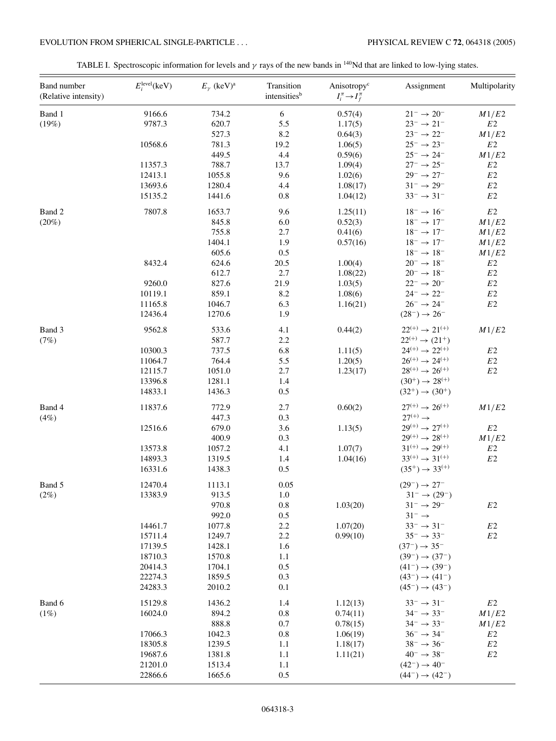TABLE I. Spectroscopic information for levels and $\gamma$ rays of the new bands in $^{140}$Nd that are linked to low-lying states.

| Band number (Relative intensity) | $E_i^{\mathrm{level}}$(keV) | $E_\gamma$ (keV)[a] | Transition intensities[b] | Anisotropy[c] $I_i^\pi \rightarrow I_f^\pi$ | Assignment | Multipolarity |
|---|---|---|---|---|---|---|
| Band 1 | 9166.6 | 734.2 | 6 | 0.57(4) | $21^- \rightarrow 20^-$ | $M1/E2$ |
| (19%) | 9787.3 | 620.7 | 5.5 | 1.17(5) | $23^- \rightarrow 21^-$ | $E2$ |
| | | 527.3 | 8.2 | 0.64(3) | $23^- \rightarrow 22^-$ | $M1/E2$ |
| | 10568.6 | 781.3 | 19.2 | 1.06(5) | $25^- \rightarrow 23^-$ | $E2$ |
| | | 449.5 | 4.4 | 0.59(6) | $25^- \rightarrow 24^-$ | $M1/E2$ |
| | 11357.3 | 788.7 | 13.7 | 1.09(4) | $27^- \rightarrow 25^-$ | $E2$ |
| | 12413.1 | 1055.8 | 9.6 | 1.02(6) | $29^- \rightarrow 27^-$ | $E2$ |
| | 13693.6 | 1280.4 | 4.4 | 1.08(17) | $31^- \rightarrow 29^-$ | $E2$ |
| | 15135.2 | 1441.6 | 0.8 | 1.04(12) | $33^- \rightarrow 31^-$ | $E2$ |
| Band 2 | 7807.8 | 1653.7 | 9.6 | 1.25(11) | $18^- \rightarrow 16^-$ | $E2$ |
| (20%) | | 845.8 | 6.0 | 0.52(3) | $18^- \rightarrow 17^-$ | $M1/E2$ |
| | | 755.8 | 2.7 | 0.41(6) | $18^- \rightarrow 17^-$ | $M1/E2$ |
| | | 1404.1 | 1.9 | 0.57(16) | $18^- \rightarrow 17^-$ | $M1/E2$ |
| | | 605.6 | 0.5 | | $18^- \rightarrow 18^-$ | $M1/E2$ |
| | 8432.4 | 624.6 | 20.5 | 1.00(4) | $20^- \rightarrow 18^-$ | $E2$ |
| | | 612.7 | 2.7 | 1.08(22) | $20^- \rightarrow 18^-$ | $E2$ |
| | 9260.0 | 827.6 | 21.9 | 1.03(5) | $22^- \rightarrow 20^-$ | $E2$ |
| | 10119.1 | 859.1 | 8.2 | 1.08(6) | $24^- \rightarrow 22^-$ | $E2$ |
| | 11165.8 | 1046.7 | 6.3 | 1.16(21) | $26^- \rightarrow 24^-$ | $E2$ |
| | 12436.4 | 1270.6 | 1.9 | | $(28^-) \rightarrow 26^-$ | |
| Band 3 | 9562.8 | 533.6 | 4.1 | 0.44(2) | $22^{(+)} \rightarrow 21^{(+)}$ | $M1/E2$ |
| (7%) | | 587.7 | 2.2 | | $22^{(+)} \rightarrow (21^+)$ | |
| | 10300.3 | 737.5 | 6.8 | 1.11(5) | $24^{(+)} \rightarrow 22^{(+)}$ | $E2$ |
| | 11064.7 | 764.4 | 5.5 | 1.20(5) | $26^{(+)} \rightarrow 24^{(+)}$ | $E2$ |
| | 12115.7 | 1051.0 | 2.7 | 1.23(17) | $28^{(+)} \rightarrow 26^{(+)}$ | $E2$ |
| | 13396.8 | 1281.1 | 1.4 | | $(30^+) \rightarrow 28^{(+)}$ | |
| | 14833.1 | 1436.3 | 0.5 | | $(32^+) \rightarrow (30^+)$ | |
| Band 4 | 11837.6 | 772.9 | 2.7 | 0.60(2) | $27^{(+)} \rightarrow 26^{(+)}$ | $M1/E2$ |
| (4%) | | 447.3 | 0.3 | | $27^{(+)} \rightarrow$ | |
| | 12516.6 | 679.0 | 3.6 | 1.13(5) | $29^{(+)} \rightarrow 27^{(+)}$ | $E2$ |
| | | 400.9 | 0.3 | | $29^{(+)} \rightarrow 28^{(+)}$ | $M1/E2$ |
| | 13573.8 | 1057.2 | 4.1 | 1.07(7) | $31^{(+)} \rightarrow 29^{(+)}$ | $E2$ |
| | 14893.3 | 1319.5 | 1.4 | 1.04(16) | $33^{(+)} \rightarrow 31^{(+)}$ | $E2$ |
| | 16331.6 | 1438.3 | 0.5 | | $(35^+) \rightarrow 33^{(+)}$ | |
| Band 5 | 12470.4 | 1113.1 | 0.05 | | $(29^-) \rightarrow 27^-$ | |
| (2%) | 13383.9 | 913.5 | 1.0 | | $31^- \rightarrow (29^-)$ | |
| | | 970.8 | 0.8 | 1.03(20) | $31^- \rightarrow 29^-$ | $E2$ |
| | | 992.0 | 0.5 | | $31^- \rightarrow$ | |
| | 14461.7 | 1077.8 | 2.2 | 1.07(20) | $33^- \rightarrow 31^-$ | $E2$ |
| | 15711.4 | 1249.7 | 2.2 | 0.99(10) | $35^- \rightarrow 33^-$ | $E2$ |
| | 17139.5 | 1428.1 | 1.6 | | $(37^-) \rightarrow 35^-$ | |
| | 18710.3 | 1570.8 | 1.1 | | $(39^-) \rightarrow (37^-)$ | |
| | 20414.3 | 1704.1 | 0.5 | | $(41^-) \rightarrow (39^-)$ | |
| | 22274.3 | 1859.5 | 0.3 | | $(43^-) \rightarrow (41^-)$ | |
| | 24283.3 | 2010.2 | 0.1 | | $(45^-) \rightarrow (43^-)$ | |
| Band 6 | 15129.8 | 1436.2 | 1.4 | 1.12(13) | $33^- \rightarrow 31^-$ | $E2$ |
| (1%) | 16024.0 | 894.2 | 0.8 | 0.74(11) | $34^- \rightarrow 33^-$ | $M1/E2$ |
| | | 888.8 | 0.7 | 0.78(15) | $34^- \rightarrow 33^-$ | $M1/E2$ |
| | 17066.3 | 1042.3 | 0.8 | 1.06(19) | $36^- \rightarrow 34^-$ | $E2$ |
| | 18305.8 | 1239.5 | 1.1 | 1.18(17) | $38^- \rightarrow 36^-$ | $E2$ |
| | 19687.6 | 1381.8 | 1.1 | 1.11(21) | $40^- \rightarrow 38^-$ | $E2$ |
| | 21201.0 | 1513.4 | 1.1 | | $(42^-) \rightarrow 40^-$ | |
| | 22866.6 | 1665.6 | 0.5 | | $(44^-) \rightarrow (42^-)$ | |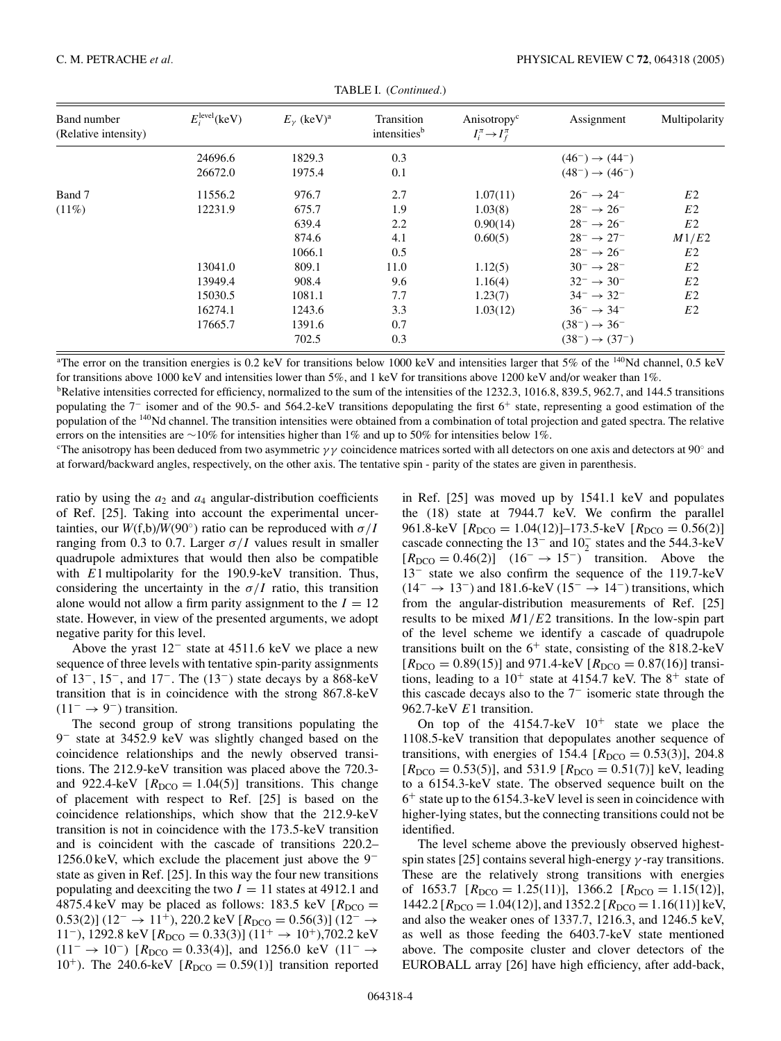TABLE I. (*Continued*.)

| Band number (Relative intensity) | $E_i^{\text{level}}$(keV) | $E_\gamma$ (keV)[a] | Transition intensities[b] | Anisotropy[c] $I_i^\pi \to I_f^\pi$ | Assignment | Multipolarity |
|---|---|---|---|---|---|---|
| | 24696.6 | 1829.3 | 0.3 | | $(46^-) \to (44^-)$ | |
| | 26672.0 | 1975.4 | 0.1 | | $(48^-) \to (46^-)$ | |
| Band 7 | 11556.2 | 976.7 | 2.7 | 1.07(11) | $26^- \to 24^-$ | $E2$ |
| (11%) | 12231.9 | 675.7 | 1.9 | 1.03(8) | $28^- \to 26^-$ | $E2$ |
| | | 639.4 | 2.2 | 0.90(14) | $28^- \to 26^-$ | $E2$ |
| | | 874.6 | 4.1 | 0.60(5) | $28^- \to 27^-$ | $M1/E2$ |
| | | 1066.1 | 0.5 | | $28^- \to 26^-$ | $E2$ |
| | 13041.0 | 809.1 | 11.0 | 1.12(5) | $30^- \to 28^-$ | $E2$ |
| | 13949.4 | 908.4 | 9.6 | 1.16(4) | $32^- \to 30^-$ | $E2$ |
| | 15030.5 | 1081.1 | 7.7 | 1.23(7) | $34^- \to 32^-$ | $E2$ |
| | 16274.1 | 1243.6 | 3.3 | 1.03(12) | $36^- \to 34^-$ | $E2$ |
| | 17665.7 | 1391.6 | 0.7 | | $(38^-) \to 36^-$ | |
| | | 702.5 | 0.3 | | $(38^-) \to (37^-)$ | |

[a]The error on the transition energies is 0.2 keV for transitions below 1000 keV and intensities larger that 5% of the $^{140}$Nd channel, 0.5 keV for transitions above 1000 keV and intensities lower than 5%, and 1 keV for transitions above 1200 keV and/or weaker than 1%.

[b]Relative intensities corrected for efficiency, normalized to the sum of the intensities of the 1232.3, 1016.8, 839.5, 962.7, and 144.5 transitions populating the $7^-$ isomer and of the 90.5- and 564.2-keV transitions depopulating the first $6^+$ state, representing a good estimation of the population of the $^{140}$Nd channel. The transition intensities were obtained from a combination of total projection and gated spectra. The relative errors on the intensities are ~10% for intensities higher than 1% and up to 50% for intensities below 1%.

[c]The anisotropy has been deduced from two asymmetric $\gamma\gamma$ coincidence matrices sorted with all detectors on one axis and detectors at 90° and at forward/backward angles, respectively, on the other axis. The tentative spin - parity of the states are given in parenthesis.

ratio by using the $a_2$ and $a_4$ angular-distribution coefficients of Ref. [25]. Taking into account the experimental uncertainties, our $W$(f,b)/$W$(90°) ratio can be reproduced with $\sigma/I$ ranging from 0.3 to 0.7. Larger $\sigma/I$ values result in smaller quadrupole admixtures that would then also be compatible with $E1$ multipolarity for the 190.9-keV transition. Thus, considering the uncertainty in the $\sigma/I$ ratio, this transition alone would not allow a firm parity assignment to the $I = 12$ state. However, in view of the presented arguments, we adopt negative parity for this level.

Above the yrast $12^-$ state at 4511.6 keV we place a new sequence of three levels with tentative spin-parity assignments of $13^-$, $15^-$, and $17^-$. The $(13^-)$ state decays by a 868-keV transition that is in coincidence with the strong 867.8-keV $(11^- \to 9^-)$ transition.

The second group of strong transitions populating the $9^-$ state at 3452.9 keV was slightly changed based on the coincidence relationships and the newly observed transitions. The 212.9-keV transition was placed above the 720.3- and 922.4-keV [$R_{\text{DCO}} = 1.04(5)$] transitions. This change of placement with respect to Ref. [25] is based on the coincidence relationships, which show that the 212.9-keV transition is not in coincidence with the 173.5-keV transition and is coincident with the cascade of transitions 220.2–1256.0 keV, which exclude the placement just above the $9^-$ state as given in Ref. [25]. In this way the four new transitions populating and deexciting the two $I = 11$ states at 4912.1 and 4875.4 keV may be placed as follows: 183.5 keV [$R_{\text{DCO}} = 0.53(2)$] $(12^- \to 11^+)$, 220.2 keV [$R_{\text{DCO}} = 0.56(3)$] $(12^- \to 11^-)$, 1292.8 keV [$R_{\text{DCO}} = 0.33(3)$] $(11^+ \to 10^+)$,702.2 keV $(11^- \to 10^-)$ [$R_{\text{DCO}} = 0.33(4)$], and 1256.0 keV $(11^- \to 10^+)$. The 240.6-keV [$R_{\text{DCO}} = 0.59(1)$] transition reported in Ref. [25] was moved up by 1541.1 keV and populates the (18) state at 7944.7 keV. We confirm the parallel 961.8-keV [$R_{\text{DCO}} = 1.04(12)$]–173.5-keV [$R_{\text{DCO}} = 0.56(2)$] cascade connecting the $13^-$ and $10_2^-$ states and the 544.3-keV [$R_{\text{DCO}} = 0.46(2)$] $(16^- \to 15^-)$ transition. Above the $13^-$ state we also confirm the sequence of the 119.7-keV $(14^- \to 13^-)$ and 181.6-keV $(15^- \to 14^-)$ transitions, which from the angular-distribution measurements of Ref. [25] results to be mixed $M1/E2$ transitions. In the low-spin part of the level scheme we identify a cascade of quadrupole transitions built on the $6^+$ state, consisting of the 818.2-keV [$R_{\text{DCO}} = 0.89(15)$] and 971.4-keV [$R_{\text{DCO}} = 0.87(16)$] transitions, leading to a $10^+$ state at 4154.7 keV. The $8^+$ state of this cascade decays also to the $7^-$ isomeric state through the 962.7-keV $E1$ transition.

On top of the 4154.7-keV $10^+$ state we place the 1108.5-keV transition that depopulates another sequence of transitions, with energies of 154.4 [$R_{\text{DCO}} = 0.53(3)$], 204.8 [$R_{\text{DCO}} = 0.53(5)$], and 531.9 [$R_{\text{DCO}} = 0.51(7)$] keV, leading to a 6154.3-keV state. The observed sequence built on the $6^+$ state up to the 6154.3-keV level is seen in coincidence with higher-lying states, but the connecting transitions could not be identified.

The level scheme above the previously observed highest-spin states [25] contains several high-energy $\gamma$-ray transitions. These are the relatively strong transitions with energies of 1653.7 [$R_{\text{DCO}} = 1.25(11)$], 1366.2 [$R_{\text{DCO}} = 1.15(12)$], 1442.2 [$R_{\text{DCO}} = 1.04(12)$], and 1352.2 [$R_{\text{DCO}} = 1.16(11)$] keV, and also the weaker ones of 1337.7, 1216.3, and 1246.5 keV, as well as those feeding the 6403.7-keV state mentioned above. The composite cluster and clover detectors of the EUROBALL array [26] have high efficiency, after add-back,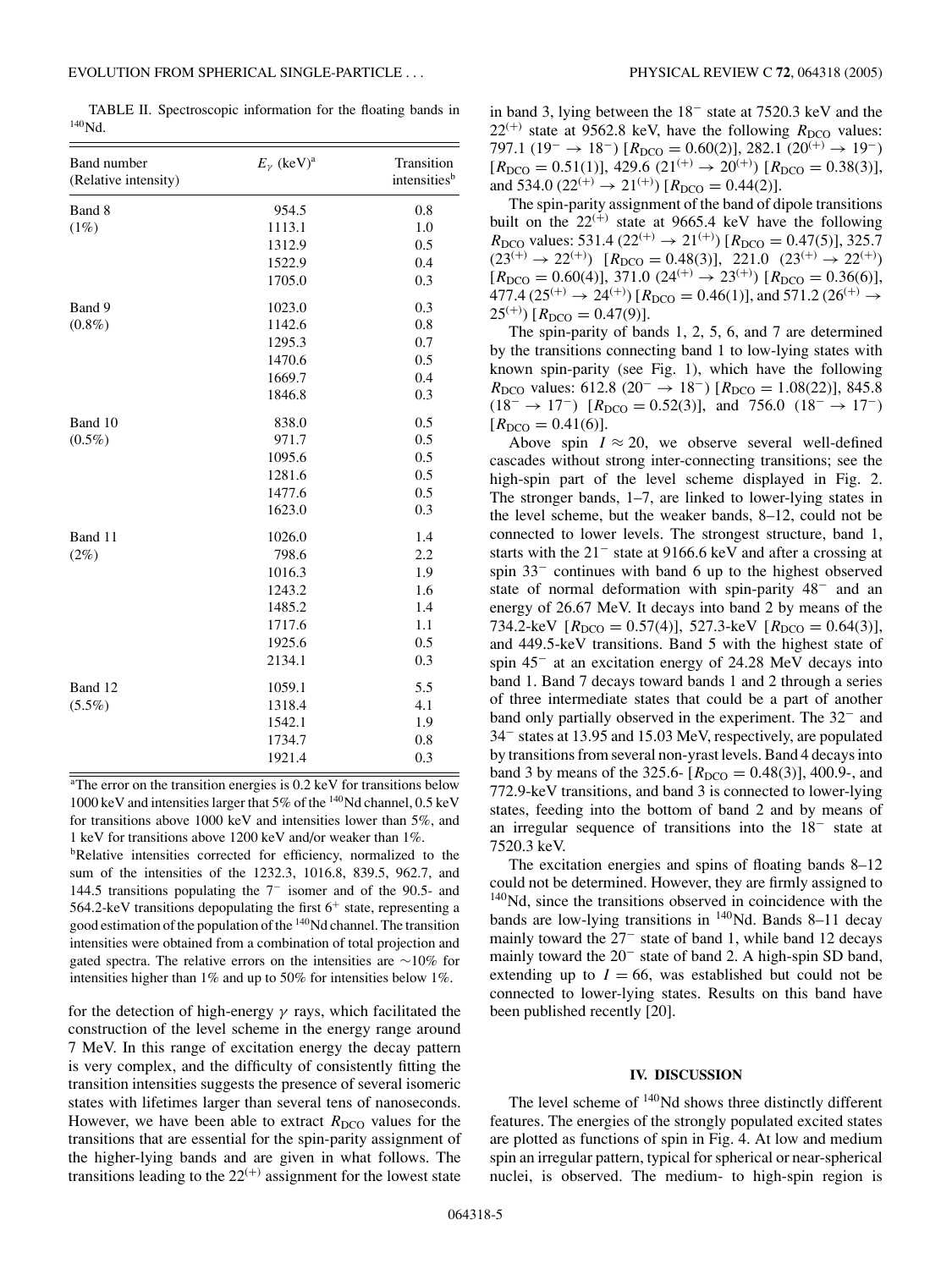TABLE II. Spectroscopic information for the floating bands in $^{140}$Nd.

| Band number (Relative intensity) | $E_\gamma$ (keV)[a] | Transition intensities[b] |
|---|---|---|
| Band 8 | 954.5 | 0.8 |
| (1%) | 1113.1 | 1.0 |
| | 1312.9 | 0.5 |
| | 1522.9 | 0.4 |
| | 1705.0 | 0.3 |
| Band 9 | 1023.0 | 0.3 |
| (0.8%) | 1142.6 | 0.8 |
| | 1295.3 | 0.7 |
| | 1470.6 | 0.5 |
| | 1669.7 | 0.4 |
| | 1846.8 | 0.3 |
| Band 10 | 838.0 | 0.5 |
| (0.5%) | 971.7 | 0.5 |
| | 1095.6 | 0.5 |
| | 1281.6 | 0.5 |
| | 1477.6 | 0.5 |
| | 1623.0 | 0.3 |
| Band 11 | 1026.0 | 1.4 |
| (2%) | 798.6 | 2.2 |
| | 1016.3 | 1.9 |
| | 1243.2 | 1.6 |
| | 1485.2 | 1.4 |
| | 1717.6 | 1.1 |
| | 1925.6 | 0.5 |
| | 2134.1 | 0.3 |
| Band 12 | 1059.1 | 5.5 |
| (5.5%) | 1318.4 | 4.1 |
| | 1542.1 | 1.9 |
| | 1734.7 | 0.8 |
| | 1921.4 | 0.3 |

[a]The error on the transition energies is 0.2 keV for transitions below 1000 keV and intensities larger that 5% of the $^{140}$Nd channel, 0.5 keV for transitions above 1000 keV and intensities lower than 5%, and 1 keV for transitions above 1200 keV and/or weaker than 1%.

[b]Relative intensities corrected for efficiency, normalized to the sum of the intensities of the 1232.3, 1016.8, 839.5, 962.7, and 144.5 transitions populating the $7^-$ isomer and of the 90.5- and 564.2-keV transitions depopulating the first $6^+$ state, representing a good estimation of the population of the $^{140}$Nd channel. The transition intensities were obtained from a combination of total projection and gated spectra. The relative errors on the intensities are $\sim$10% for intensities higher than 1% and up to 50% for intensities below 1%.

for the detection of high-energy $\gamma$ rays, which facilitated the construction of the level scheme in the energy range around 7 MeV. In this range of excitation energy the decay pattern is very complex, and the difficulty of consistently fitting the transition intensities suggests the presence of several isomeric states with lifetimes larger than several tens of nanoseconds. However, we have been able to extract $R_{\rm DCO}$ values for the transitions that are essential for the spin-parity assignment of the higher-lying bands and are given in what follows. The transitions leading to the $22^{(+)}$ assignment for the lowest state in band 3, lying between the $18^-$ state at 7520.3 keV and the $22^{(+)}$ state at 9562.8 keV, have the following $R_{\rm DCO}$ values: 797.1 ($19^- \to 18^-$) [$R_{\rm DCO} = 0.60(2)$], 282.1 ($20^{(+)} \to 19^-$) [$R_{\rm DCO} = 0.51(1)$], 429.6 ($21^{(+)} \to 20^{(+)}$) [$R_{\rm DCO} = 0.38(3)$], and 534.0 ($22^{(+)} \to 21^{(+)}$) [$R_{\rm DCO} = 0.44(2)$].

The spin-parity assignment of the band of dipole transitions built on the $22^{(+)}$ state at 9665.4 keV have the following $R_{\rm DCO}$ values: 531.4 ($22^{(+)} \to 21^{(+)}$) [$R_{\rm DCO} = 0.47(5)$], 325.7 ($23^{(+)} \to 22^{(+)}$) [$R_{\rm DCO} = 0.48(3)$], 221.0 ($23^{(+)} \to 22^{(+)}$) [$R_{\rm DCO} = 0.60(4)$], 371.0 ($24^{(+)} \to 23^{(+)}$) [$R_{\rm DCO} = 0.36(6)$], 477.4 ($25^{(+)} \to 24^{(+)}$) [$R_{\rm DCO} = 0.46(1)$], and 571.2 ($26^{(+)} \to 25^{(+)}$) [$R_{\rm DCO} = 0.47(9)$].

The spin-parity of bands 1, 2, 5, 6, and 7 are determined by the transitions connecting band 1 to low-lying states with known spin-parity (see Fig. 1), which have the following $R_{\rm DCO}$ values: 612.8 ($20^- \to 18^-$) [$R_{\rm DCO} = 1.08(22)$], 845.8 ($18^- \to 17^-$) [$R_{\rm DCO} = 0.52(3)$], and 756.0 ($18^- \to 17^-$) [$R_{\rm DCO} = 0.41(6)$].

Above spin $I \approx 20$, we observe several well-defined cascades without strong inter-connecting transitions; see the high-spin part of the level scheme displayed in Fig. 2. The stronger bands, 1–7, are linked to lower-lying states in the level scheme, but the weaker bands, 8–12, could not be connected to lower levels. The strongest structure, band 1, starts with the $21^-$ state at 9166.6 keV and after a crossing at spin $33^-$ continues with band 6 up to the highest observed state of normal deformation with spin-parity $48^-$ and an energy of 26.67 MeV. It decays into band 2 by means of the 734.2-keV [$R_{\rm DCO} = 0.57(4)$], 527.3-keV [$R_{\rm DCO} = 0.64(3)$], and 449.5-keV transitions. Band 5 with the highest state of spin $45^-$ at an excitation energy of 24.28 MeV decays into band 1. Band 7 decays toward bands 1 and 2 through a series of three intermediate states that could be a part of another band only partially observed in the experiment. The $32^-$ and $34^-$ states at 13.95 and 15.03 MeV, respectively, are populated by transitions from several non-yrast levels. Band 4 decays into band 3 by means of the 325.6- [$R_{\rm DCO} = 0.48(3)$], 400.9-, and 772.9-keV transitions, and band 3 is connected to lower-lying states, feeding into the bottom of band 2 and by means of an irregular sequence of transitions into the $18^-$ state at 7520.3 keV.

The excitation energies and spins of floating bands 8–12 could not be determined. However, they are firmly assigned to $^{140}$Nd, since the transitions observed in coincidence with the bands are low-lying transitions in $^{140}$Nd. Bands 8–11 decay mainly toward the $27^-$ state of band 1, while band 12 decays mainly toward the $20^-$ state of band 2. A high-spin SD band, extending up to $I = 66$, was established but could not be connected to lower-lying states. Results on this band have been published recently [20].

## IV. DISCUSSION

The level scheme of $^{140}$Nd shows three distinctly different features. The energies of the strongly populated excited states are plotted as functions of spin in Fig. 4. At low and medium spin an irregular pattern, typical for spherical or near-spherical nuclei, is observed. The medium- to high-spin region is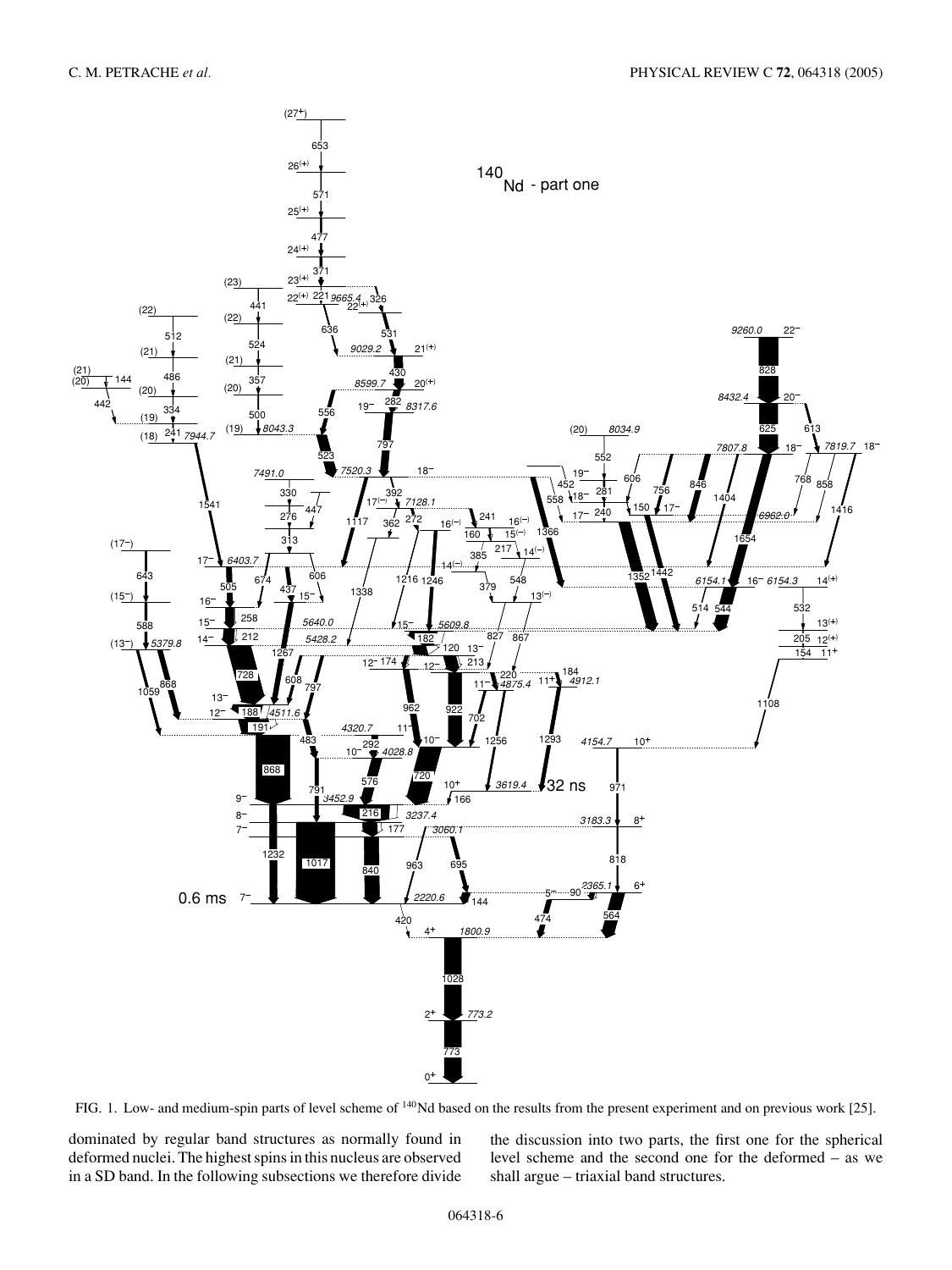FIG. 1. Low- and medium-spin parts of level scheme of $^{140}$Nd based on the results from the present experiment and on previous work [25].

dominated by regular band structures as normally found in deformed nuclei. The highest spins in this nucleus are observed in a SD band. In the following subsections we therefore divide the discussion into two parts, the first one for the spherical level scheme and the second one for the deformed – as we shall argue – triaxial band structures.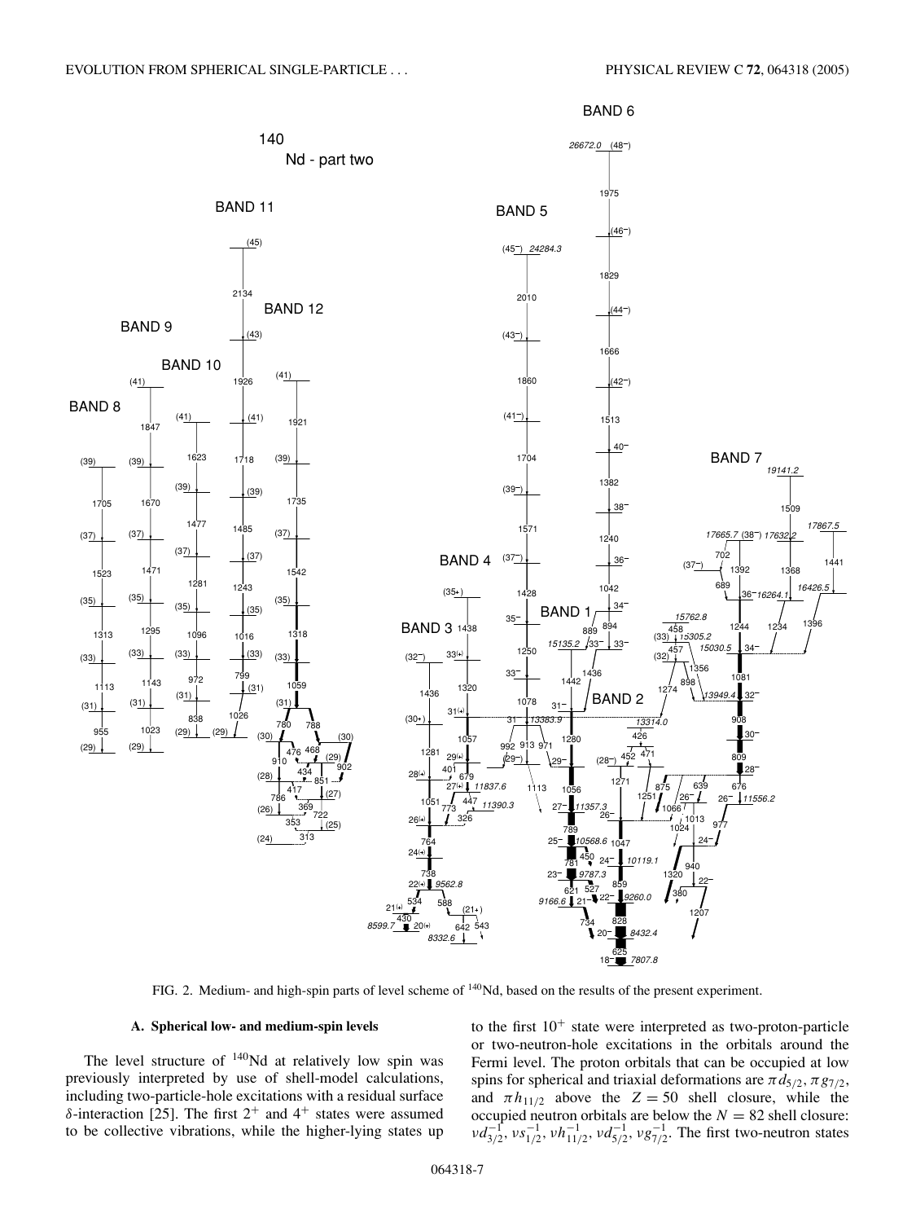FIG. 2. Medium- and high-spin parts of level scheme of $^{140}$Nd, based on the results of the present experiment.

### A. Spherical low- and medium-spin levels

The level structure of $^{140}$Nd at relatively low spin was previously interpreted by use of shell-model calculations, including two-particle-hole excitations with a residual surface $\delta$-interaction [25]. The first $2^+$ and $4^+$ states were assumed to be collective vibrations, while the higher-lying states up to the first $10^+$ state were interpreted as two-proton-particle or two-neutron-hole excitations in the orbitals around the Fermi level. The proton orbitals that can be occupied at low spins for spherical and triaxial deformations are $\pi d_{5/2}$, $\pi g_{7/2}$, and $\pi h_{11/2}$ above the $Z = 50$ shell closure, while the occupied neutron orbitals are below the $N = 82$ shell closure: $\nu d_{3/2}^{-1}$, $\nu s_{1/2}^{-1}$, $\nu h_{11/2}^{-1}$, $\nu d_{5/2}^{-1}$, $\nu g_{7/2}^{-1}$. The first two-neutron states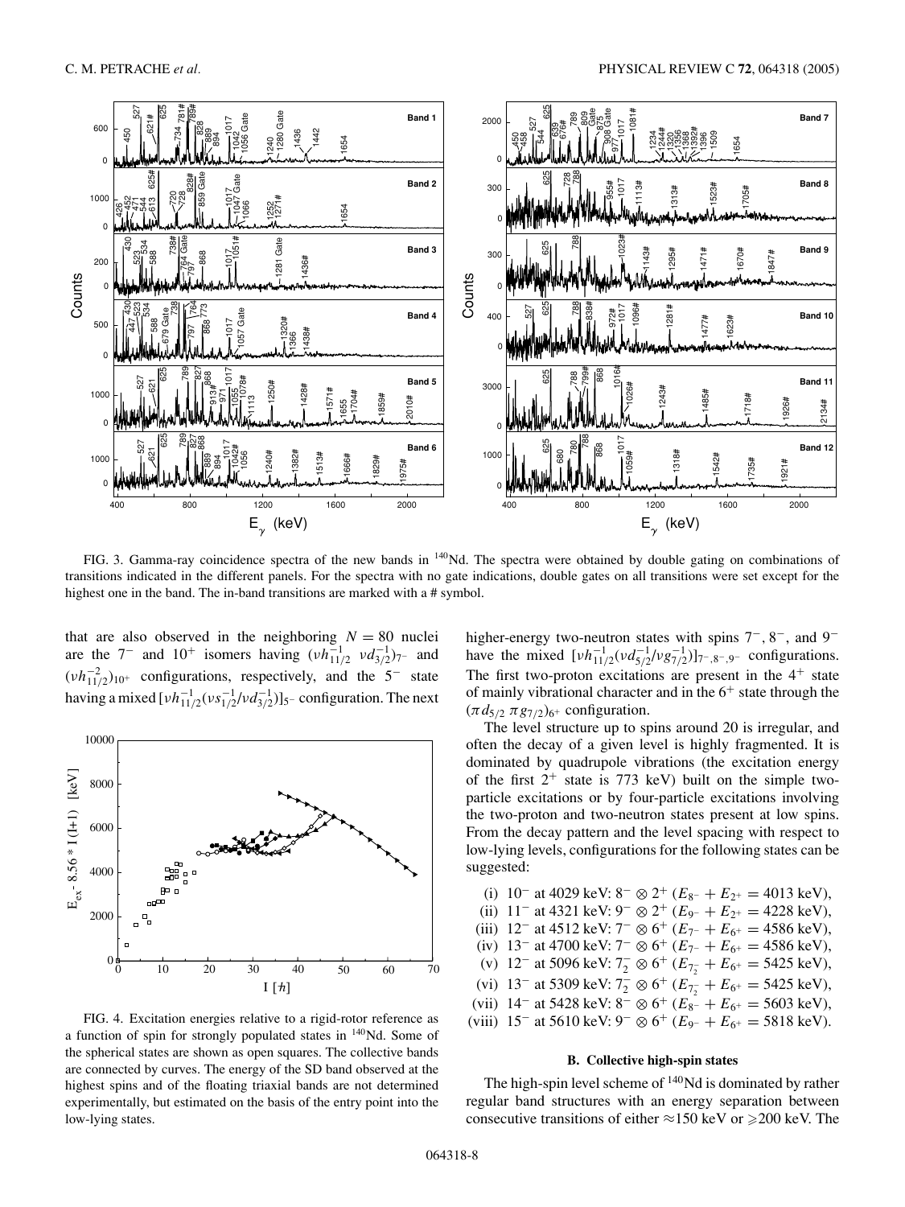FIG. 3. Gamma-ray coincidence spectra of the new bands in $^{140}$Nd. The spectra were obtained by double gating on combinations of transitions indicated in the different panels. For the spectra with no gate indications, double gates on all transitions were set except for the highest one in the band. The in-band transitions are marked with a # symbol.

that are also observed in the neighboring $N = 80$ nuclei are the $7^-$ and $10^+$ isomers having $(\nu h_{11/2}^{-1}\ \nu d_{3/2}^{-1})_{7^-}$ and $(\nu h_{11/2}^{-2})_{10^+}$ configurations, respectively, and the $5^-$ state having a mixed $[\nu h_{11/2}^{-1}(\nu s_{1/2}^{-1}/\nu d_{3/2}^{-1})]_{5^-}$ configuration. The next higher-energy two-neutron states with spins $7^-$, $8^-$, and $9^-$ have the mixed $[\nu h_{11/2}^{-1}(\nu d_{5/2}^{-1}/\nu g_{7/2}^{-1})]_{7^-,8^-,9^-}$ configurations. The first two-proton excitations are present in the $4^+$ state of mainly vibrational character and in the $6^+$ state through the $(\pi d_{5/2}\ \pi g_{7/2})_{6^+}$ configuration.

FIG. 4. Excitation energies relative to a rigid-rotor reference as a function of spin for strongly populated states in $^{140}$Nd. Some of the spherical states are shown as open squares. The collective bands are connected by curves. The energy of the SD band observed at the highest spins and of the floating triaxial bands are not determined experimentally, but estimated on the basis of the entry point into the low-lying states.

The level structure up to spins around 20 is irregular, and often the decay of a given level is highly fragmented. It is dominated by quadrupole vibrations (the excitation energy of the first $2^+$ state is 773 keV) built on the simple two-particle excitations or by four-particle excitations involving the two-proton and two-neutron states present at low spins. From the decay pattern and the level spacing with respect to low-lying levels, configurations for the following states can be suggested:

(i) $10^-$ at 4029 keV: $8^- \otimes 2^+$ ($E_{8^-} + E_{2^+} = 4013$ keV),
(ii) $11^-$ at 4321 keV: $9^- \otimes 2^+$ ($E_{9^-} + E_{2^+} = 4228$ keV),
(iii) $12^-$ at 4512 keV: $7^- \otimes 6^+$ ($E_{7^-} + E_{6^+} = 4586$ keV),
(iv) $13^-$ at 4700 keV: $7^- \otimes 6^+$ ($E_{7^-} + E_{6^+} = 4586$ keV),
(v) $12^-$ at 5096 keV: $7_2^- \otimes 6^+$ ($E_{7_2^-} + E_{6^+} = 5425$ keV),
(vi) $13^-$ at 5309 keV: $7_2^- \otimes 6^+$ ($E_{7_2^-} + E_{6^+} = 5425$ keV),
(vii) $14^-$ at 5428 keV: $8^- \otimes 6^+$ ($E_{8^-} + E_{6^+} = 5603$ keV),
(viii) $15^-$ at 5610 keV: $9^- \otimes 6^+$ ($E_{9^-} + E_{6^+} = 5818$ keV).

### B. Collective high-spin states

The high-spin level scheme of $^{140}$Nd is dominated by rather regular band structures with an energy separation between consecutive transitions of either ≈150 keV or ⩾200 keV. The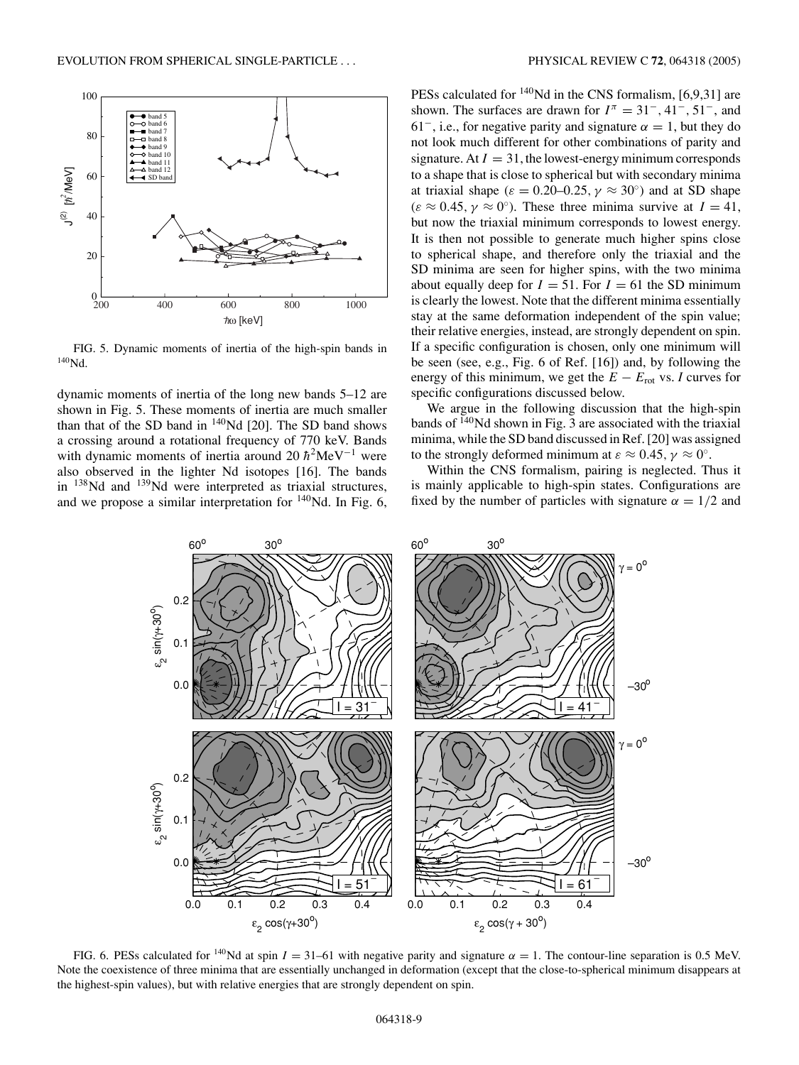FIG. 5. Dynamic moments of inertia of the high-spin bands in $^{140}$Nd.

dynamic moments of inertia of the long new bands 5–12 are shown in Fig. 5. These moments of inertia are much smaller than that of the SD band in $^{140}$Nd [20]. The SD band shows a crossing around a rotational frequency of 770 keV. Bands with dynamic moments of inertia around 20 $\hbar^2$MeV$^{-1}$ were also observed in the lighter Nd isotopes [16]. The bands in $^{138}$Nd and $^{139}$Nd were interpreted as triaxial structures, and we propose a similar interpretation for $^{140}$Nd. In Fig. 6, PESs calculated for $^{140}$Nd in the CNS formalism, [6,9,31] are shown. The surfaces are drawn for $I^\pi = 31^-, 41^-, 51^-$, and $61^-$, i.e., for negative parity and signature $\alpha = 1$, but they do not look much different for other combinations of parity and signature. At $I = 31$, the lowest-energy minimum corresponds to a shape that is close to spherical but with secondary minima at triaxial shape ($\varepsilon = 0.20$–$0.25$, $\gamma \approx 30^\circ$) and at SD shape ($\varepsilon \approx 0.45$, $\gamma \approx 0^\circ$). These three minima survive at $I = 41$, but now the triaxial minimum corresponds to lowest energy. It is then not possible to generate much higher spins close to spherical shape, and therefore only the triaxial and the SD minima are seen for higher spins, with the two minima about equally deep for $I = 51$. For $I = 61$ the SD minimum is clearly the lowest. Note that the different minima essentially stay at the same deformation independent of the spin value; their relative energies, instead, are strongly dependent on spin. If a specific configuration is chosen, only one minimum will be seen (see, e.g., Fig. 6 of Ref. [16]) and, by following the energy of this minimum, we get the $E - E_{\text{rot}}$ vs. $I$ curves for specific configurations discussed below.

We argue in the following discussion that the high-spin bands of $^{140}$Nd shown in Fig. 3 are associated with the triaxial minima, while the SD band discussed in Ref. [20] was assigned to the strongly deformed minimum at $\varepsilon \approx 0.45$, $\gamma \approx 0^\circ$.

Within the CNS formalism, pairing is neglected. Thus it is mainly applicable to high-spin states. Configurations are fixed by the number of particles with signature $\alpha = 1/2$ and

FIG. 6. PESs calculated for $^{140}$Nd at spin $I = 31$–$61$ with negative parity and signature $\alpha = 1$. The contour-line separation is 0.5 MeV. Note the coexistence of three minima that are essentially unchanged in deformation (except that the close-to-spherical minimum disappears at the highest-spin values), but with relative energies that are strongly dependent on spin.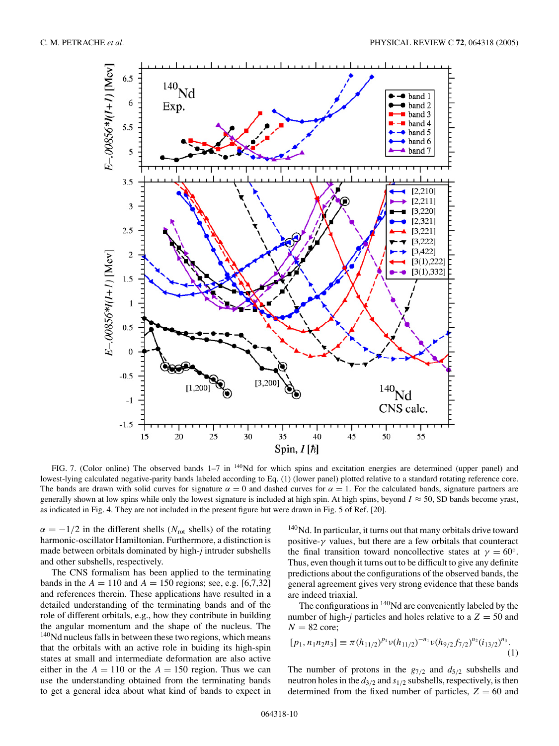FIG. 7. (Color online) The observed bands 1–7 in $^{140}$Nd for which spins and excitation energies are determined (upper panel) and lowest-lying calculated negative-parity bands labeled according to Eq. (1) (lower panel) plotted relative to a standard rotating reference core. The bands are drawn with solid curves for signature $\alpha = 0$ and dashed curves for $\alpha = 1$. For the calculated bands, signature partners are generally shown at low spins while only the lowest signature is included at high spin. At high spins, beyond $I \approx 50$, SD bands become yrast, as indicated in Fig. 4. They are not included in the present figure but were drawn in Fig. 5 of Ref. [20].

$\alpha = -1/2$ in the different shells ($N_{\rm rot}$ shells) of the rotating harmonic-oscillator Hamiltonian. Furthermore, a distinction is made between orbitals dominated by high-$j$ intruder subshells and other subshells, respectively.

The CNS formalism has been applied to the terminating bands in the $A = 110$ and $A = 150$ regions; see, e.g. [6,7,32] and references therein. These applications have resulted in a detailed understanding of the terminating bands and of the role of different orbitals, e.g., how they contribute in building the angular momentum and the shape of the nucleus. The $^{140}$Nd nucleus falls in between these two regions, which means that the orbitals with an active role in buiding its high-spin states at small and intermediate deformation are also active either in the $A = 110$ or the $A = 150$ region. Thus we can use the understanding obtained from the terminating bands to get a general idea about what kind of bands to expect in $^{140}$Nd. In particular, it turns out that many orbitals drive toward positive-$\gamma$ values, but there are a few orbitals that counteract the final transition toward noncollective states at $\gamma = 60^\circ$. Thus, even though it turns out to be difficult to give any definite predictions about the configurations of the observed bands, the general agreement gives very strong evidence that these bands are indeed triaxial.

The configurations in $^{140}$Nd are conveniently labeled by the number of high-$j$ particles and holes relative to a $Z = 50$ and $N = 82$ core;

$$[p_1, n_1 n_2 n_3] \equiv \pi(h_{11/2})^{p_1} \nu(h_{11/2})^{-n_1} \nu(h_{9/2} f_{7/2})^{n_2} (i_{13/2})^{n_3}. \tag{1}$$

The number of protons in the $g_{7/2}$ and $d_{5/2}$ subshells and neutron holes in the $d_{3/2}$ and $s_{1/2}$ subshells, respectively, is then determined from the fixed number of particles, $Z = 60$ and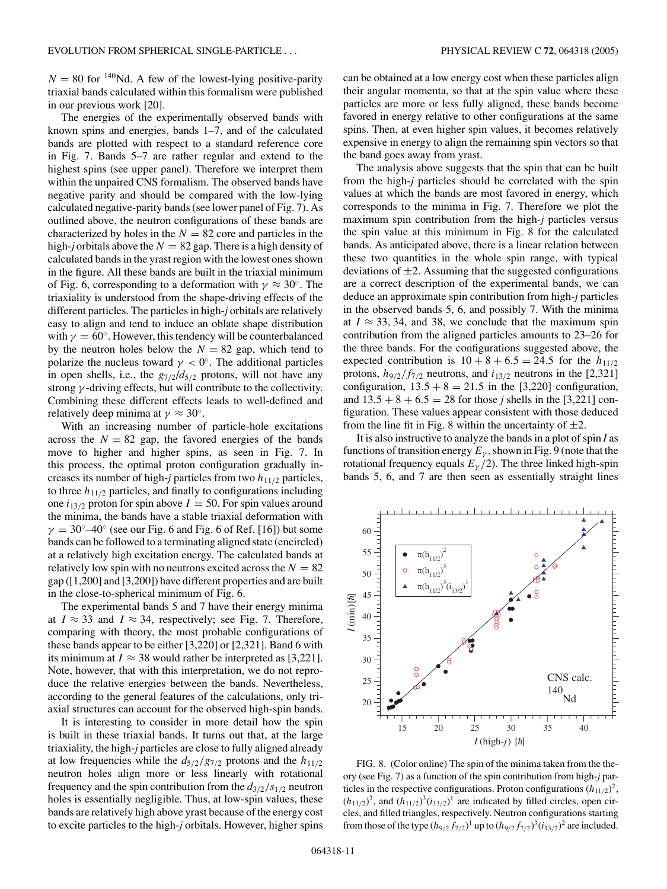$N = 80$ for $^{140}$Nd. A few of the lowest-lying positive-parity triaxial bands calculated within this formalism were published in our previous work [20].

The energies of the experimentally observed bands with known spins and energies, bands 1–7, and of the calculated bands are plotted with respect to a standard reference core in Fig. 7. Bands 5–7 are rather regular and extend to the highest spins (see upper panel). Therefore we interpret them within the unpaired CNS formalism. The observed bands have negative parity and should be compared with the low-lying calculated negative-parity bands (see lower panel of Fig. 7). As outlined above, the neutron configurations of these bands are characterized by holes in the $N = 82$ core and particles in the high-$j$ orbitals above the $N = 82$ gap. There is a high density of calculated bands in the yrast region with the lowest ones shown in the figure. All these bands are built in the triaxial minimum of Fig. 6, corresponding to a deformation with $\gamma \approx 30^\circ$. The triaxiality is understood from the shape-driving effects of the different particles. The particles in high-$j$ orbitals are relatively easy to align and tend to induce an oblate shape distribution with $\gamma = 60^\circ$. However, this tendency will be counterbalanced by the neutron holes below the $N = 82$ gap, which tend to polarize the nucleus toward $\gamma < 0^\circ$. The additional particles in open shells, i.e., the $g_{7/2}/d_{5/2}$ protons, will not have any strong $\gamma$-driving effects, but will contribute to the collectivity. Combining these different effects leads to well-defined and relatively deep minima at $\gamma \approx 30^\circ$.

With an increasing number of particle-hole excitations across the $N = 82$ gap, the favored energies of the bands move to higher and higher spins, as seen in Fig. 7. In this process, the optimal proton configuration gradually increases its number of high-$j$ particles from two $h_{11/2}$ particles, to three $h_{11/2}$ particles, and finally to configurations including one $i_{13/2}$ proton for spin above $I = 50$. For spin values around the minima, the bands have a stable triaxial deformation with $\gamma = 30^\circ$–$40^\circ$ (see our Fig. 6 and Fig. 6 of Ref. [16]) but some bands can be followed to a terminating aligned state (encircled) at a relatively high excitation energy. The calculated bands at relatively low spin with no neutrons excited across the $N = 82$ gap ([1,200] and [3,200]) have different properties and are built in the close-to-spherical minimum of Fig. 6.

The experimental bands 5 and 7 have their energy minima at $I \approx 33$ and $I \approx 34$, respectively; see Fig. 7. Therefore, comparing with theory, the most probable configurations of these bands appear to be either [3,220] or [2,321]. Band 6 with its minimum at $I \approx 38$ would rather be interpreted as [3,221]. Note, however, that with this interpretation, we do not reproduce the relative energies between the bands. Nevertheless, according to the general features of the calculations, only triaxial structures can account for the observed high-spin bands.

It is interesting to consider in more detail how the spin is built in these triaxial bands. It turns out that, at the large triaxiality, the high-$j$ particles are close to fully aligned already at low frequencies while the $d_{5/2}/g_{7/2}$ protons and the $h_{11/2}$ neutron holes align more or less linearly with rotational frequency and the spin contribution from the $d_{3/2}/s_{1/2}$ neutron holes is essentially negligible. Thus, at low-spin values, these bands are relatively high above yrast because of the energy cost to excite particles to the high-$j$ orbitals. However, higher spins can be obtained at a low energy cost when these particles align their angular momenta, so that at the spin value where these particles are more or less fully aligned, these bands become favored in energy relative to other configurations at the same spins. Then, at even higher spin values, it becomes relatively expensive in energy to align the remaining spin vectors so that the band goes away from yrast.

The analysis above suggests that the spin that can be built from the high-$j$ particles should be correlated with the spin values at which the bands are most favored in energy, which corresponds to the minima in Fig. 7. Therefore we plot the maximum spin contribution from the high-$j$ particles versus the spin value at this minimum in Fig. 8 for the calculated bands. As anticipated above, there is a linear relation between these two quantities in the whole spin range, with typical deviations of $\pm 2$. Assuming that the suggested configurations are a correct description of the experimental bands, we can deduce an approximate spin contribution from high-$j$ particles in the observed bands 5, 6, and possibly 7. With the minima at $I \approx 33$, 34, and 38, we conclude that the maximum spin contribution from the aligned particles amounts to 23–26 for the three bands. For the configurations suggested above, the expected contribution is $10 + 8 + 6.5 = 24.5$ for the $h_{11/2}$ protons, $h_{9/2}/f_{7/2}$ neutrons, and $i_{13/2}$ neutrons in the [2,321] configuration, $13.5 + 8 = 21.5$ in the [3,220] configuration, and $13.5 + 8 + 6.5 = 28$ for those $j$ shells in the [3,221] configuration. These values appear consistent with those deduced from the line fit in Fig. 8 within the uncertainty of $\pm 2$.

It is also instructive to analyze the bands in a plot of spin $I$ as functions of transition energy $E_\gamma$, shown in Fig. 9 (note that the rotational frequency equals $E_\gamma/2$). The three linked high-spin bands 5, 6, and 7 are then seen as essentially straight lines

FIG. 8. (Color online) The spin of the minima taken from the theory (see Fig. 7) as a function of the spin contribution from high-$j$ particles in the respective configurations. Proton configurations $(h_{11/2})^2$, $(h_{11/2})^3$, and $(h_{11/2})^3(i_{13/2})^1$ are indicated by filled circles, open circles, and filled triangles, respectively. Neutron configurations starting from those of the type $(h_{9/2}f_{7/2})^1$ up to $(h_{9/2}f_{7/2})^3(i_{13/2})^2$ are included.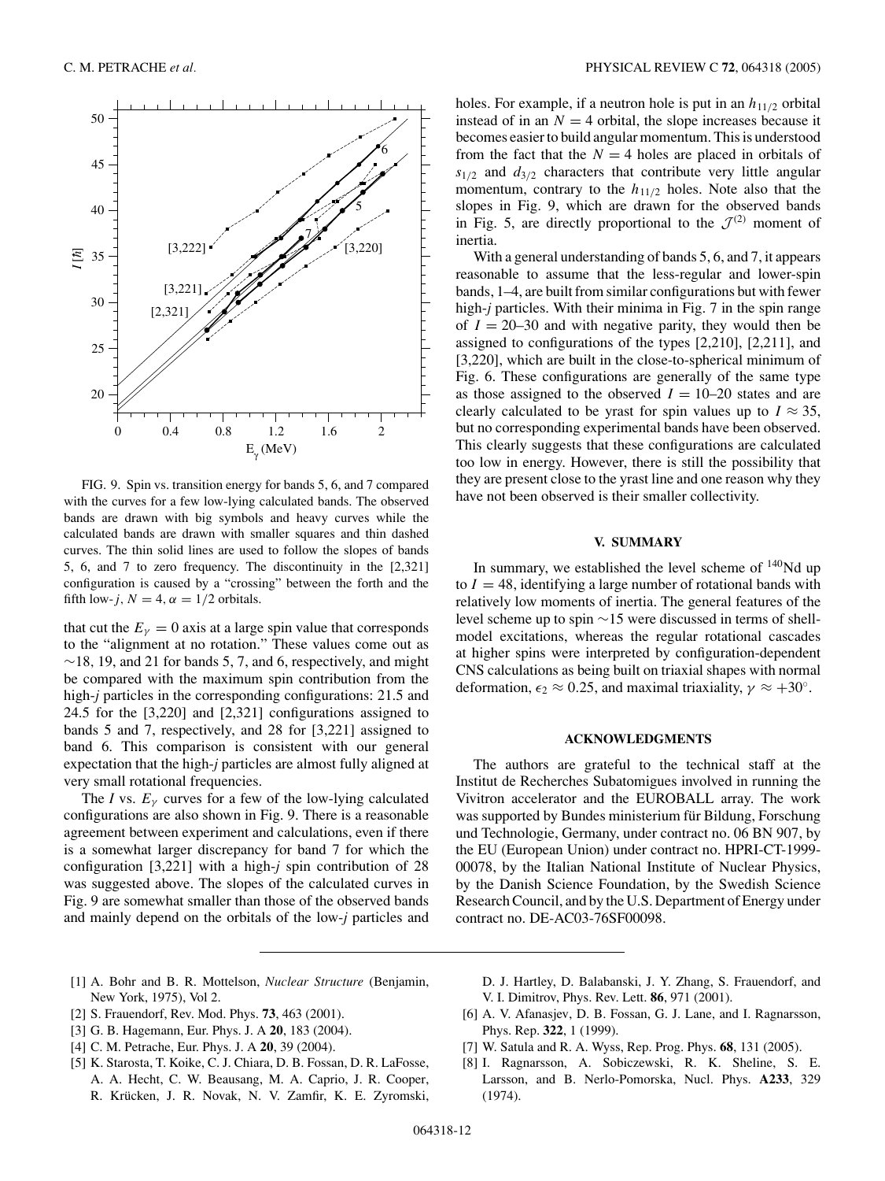FIG. 9. Spin vs. transition energy for bands 5, 6, and 7 compared with the curves for a few low-lying calculated bands. The observed bands are drawn with big symbols and heavy curves while the calculated bands are drawn with smaller squares and thin dashed curves. The thin solid lines are used to follow the slopes of bands 5, 6, and 7 to zero frequency. The discontinuity in the [2,321] configuration is caused by a "crossing" between the forth and the fifth low-$j$, $N = 4$, $\alpha = 1/2$ orbitals.

that cut the $E_\gamma = 0$ axis at a large spin value that corresponds to the "alignment at no rotation." These values come out as ∼18, 19, and 21 for bands 5, 7, and 6, respectively, and might be compared with the maximum spin contribution from the high-$j$ particles in the corresponding configurations: 21.5 and 24.5 for the [3,220] and [2,321] configurations assigned to bands 5 and 7, respectively, and 28 for [3,221] assigned to band 6. This comparison is consistent with our general expectation that the high-$j$ particles are almost fully aligned at very small rotational frequencies.

The $I$ vs. $E_\gamma$ curves for a few of the low-lying calculated configurations are also shown in Fig. 9. There is a reasonable agreement between experiment and calculations, even if there is a somewhat larger discrepancy for band 7 for which the configuration [3,221] with a high-$j$ spin contribution of 28 was suggested above. The slopes of the calculated curves in Fig. 9 are somewhat smaller than those of the observed bands and mainly depend on the orbitals of the low-$j$ particles and holes. For example, if a neutron hole is put in an $h_{11/2}$ orbital instead of in an $N = 4$ orbital, the slope increases because it becomes easier to build angular momentum. This is understood from the fact that the $N = 4$ holes are placed in orbitals of $s_{1/2}$ and $d_{3/2}$ characters that contribute very little angular momentum, contrary to the $h_{11/2}$ holes. Note also that the slopes in Fig. 9, which are drawn for the observed bands in Fig. 5, are directly proportional to the $\mathcal{J}^{(2)}$ moment of inertia.

With a general understanding of bands 5, 6, and 7, it appears reasonable to assume that the less-regular and lower-spin bands, 1–4, are built from similar configurations but with fewer high-$j$ particles. With their minima in Fig. 7 in the spin range of $I = 20$–30 and with negative parity, they would then be assigned to configurations of the types [2,210], [2,211], and [3,220], which are built in the close-to-spherical minimum of Fig. 6. These configurations are generally of the same type as those assigned to the observed $I = 10$–20 states and are clearly calculated to be yrast for spin values up to $I \approx 35$, but no corresponding experimental bands have been observed. This clearly suggests that these configurations are calculated too low in energy. However, there is still the possibility that they are present close to the yrast line and one reason why they have not been observed is their smaller collectivity.

## V. SUMMARY

In summary, we established the level scheme of $^{140}$Nd up to $I = 48$, identifying a large number of rotational bands with relatively low moments of inertia. The general features of the level scheme up to spin ∼15 were discussed in terms of shell-model excitations, whereas the regular rotational cascades at higher spins were interpreted by configuration-dependent CNS calculations as being built on triaxial shapes with normal deformation, $\epsilon_2 \approx 0.25$, and maximal triaxiality, $\gamma \approx +30^\circ$.

## ACKNOWLEDGMENTS

The authors are grateful to the technical staff at the Institut de Recherches Subatomigues involved in running the Vivitron accelerator and the EUROBALL array. The work was supported by Bundes ministerium für Bildung, Forschung und Technologie, Germany, under contract no. 06 BN 907, by the EU (European Union) under contract no. HPRI-CT-1999-00078, by the Italian National Institute of Nuclear Physics, by the Danish Science Foundation, by the Swedish Science Research Council, and by the U.S. Department of Energy under contract no. DE-AC03-76SF00098.

- [1] A. Bohr and B. R. Mottelson, *Nuclear Structure* (Benjamin, New York, 1975), Vol 2.
- [2] S. Frauendorf, Rev. Mod. Phys. **73**, 463 (2001).
- [3] G. B. Hagemann, Eur. Phys. J. A **20**, 183 (2004).
- [4] C. M. Petrache, Eur. Phys. J. A **20**, 39 (2004).
- [5] K. Starosta, T. Koike, C. J. Chiara, D. B. Fossan, D. R. LaFosse, A. A. Hecht, C. W. Beausang, M. A. Caprio, J. R. Cooper, R. Krücken, J. R. Novak, N. V. Zamfir, K. E. Zyromski, D. J. Hartley, D. Balabanski, J. Y. Zhang, S. Frauendorf, and V. I. Dimitrov, Phys. Rev. Lett. **86**, 971 (2001).
- [6] A. V. Afanasjev, D. B. Fossan, G. J. Lane, and I. Ragnarsson, Phys. Rep. **322**, 1 (1999).
- [7] W. Satula and R. A. Wyss, Rep. Prog. Phys. **68**, 131 (2005).
- [8] I. Ragnarsson, A. Sobiczewski, R. K. Sheline, S. E. Larsson, and B. Nerlo-Pomorska, Nucl. Phys. **A233**, 329 (1974).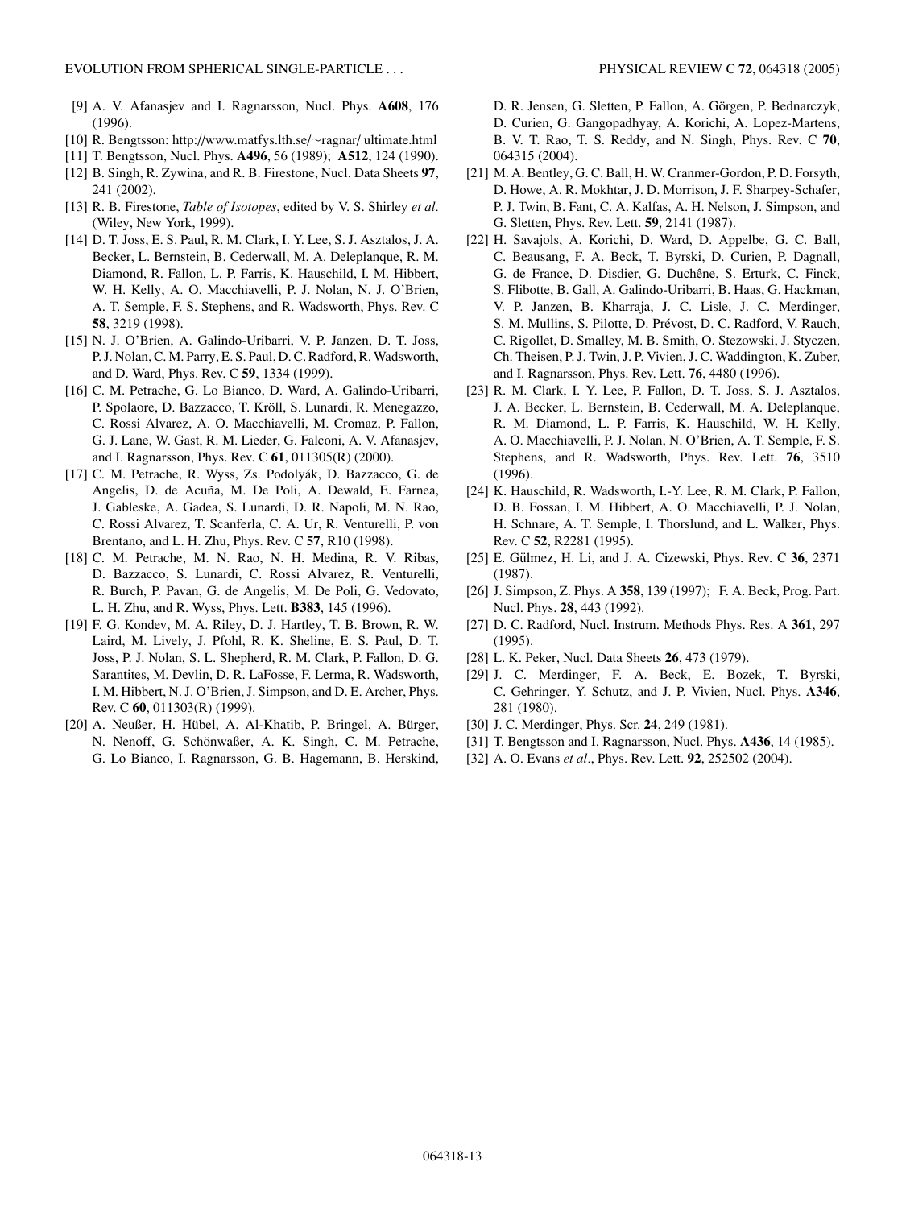[9] A. V. Afanasjev and I. Ragnarsson, Nucl. Phys. **A608**, 176 (1996).

[10] R. Bengtsson: http://www.matfys.lth.se/~ragnar/ ultimate.html

[11] T. Bengtsson, Nucl. Phys. **A496**, 56 (1989); **A512**, 124 (1990).

[12] B. Singh, R. Zywina, and R. B. Firestone, Nucl. Data Sheets **97**, 241 (2002).

[13] R. B. Firestone, *Table of Isotopes*, edited by V. S. Shirley *et al.* (Wiley, New York, 1999).

[14] D. T. Joss, E. S. Paul, R. M. Clark, I. Y. Lee, S. J. Asztalos, J. A. Becker, L. Bernstein, B. Cederwall, M. A. Deleplanque, R. M. Diamond, R. Fallon, L. P. Farris, K. Hauschild, I. M. Hibbert, W. H. Kelly, A. O. Macchiavelli, P. J. Nolan, N. J. O'Brien, A. T. Semple, F. S. Stephens, and R. Wadsworth, Phys. Rev. C **58**, 3219 (1998).

[15] N. J. O'Brien, A. Galindo-Uribarri, V. P. Janzen, D. T. Joss, P. J. Nolan, C. M. Parry, E. S. Paul, D. C. Radford, R. Wadsworth, and D. Ward, Phys. Rev. C **59**, 1334 (1999).

[16] C. M. Petrache, G. Lo Bianco, D. Ward, A. Galindo-Uribarri, P. Spolaore, D. Bazzacco, T. Kröll, S. Lunardi, R. Menegazzo, C. Rossi Alvarez, A. O. Macchiavelli, M. Cromaz, P. Fallon, G. J. Lane, W. Gast, R. M. Lieder, G. Falconi, A. V. Afanasjev, and I. Ragnarsson, Phys. Rev. C **61**, 011305(R) (2000).

[17] C. M. Petrache, R. Wyss, Zs. Podolyák, D. Bazzacco, G. de Angelis, D. de Acuña, M. De Poli, A. Dewald, E. Farnea, J. Gableske, A. Gadea, S. Lunardi, D. R. Napoli, M. N. Rao, C. Rossi Alvarez, T. Scanferla, C. A. Ur, R. Venturelli, P. von Brentano, and L. H. Zhu, Phys. Rev. C **57**, R10 (1998).

[18] C. M. Petrache, M. N. Rao, N. H. Medina, R. V. Ribas, D. Bazzacco, S. Lunardi, C. Rossi Alvarez, R. Venturelli, R. Burch, P. Pavan, G. de Angelis, M. De Poli, G. Vedovato, L. H. Zhu, and R. Wyss, Phys. Lett. **B383**, 145 (1996).

[19] F. G. Kondev, M. A. Riley, D. J. Hartley, T. B. Brown, R. W. Laird, M. Lively, J. Pfohl, R. K. Sheline, E. S. Paul, D. T. Joss, P. J. Nolan, S. L. Shepherd, R. M. Clark, P. Fallon, D. G. Sarantites, M. Devlin, D. R. LaFosse, F. Lerma, R. Wadsworth, I. M. Hibbert, N. J. O'Brien, J. Simpson, and D. E. Archer, Phys. Rev. C **60**, 011303(R) (1999).

[20] A. Neußer, H. Hübel, A. Al-Khatib, P. Bringel, A. Bürger, N. Nenoff, G. Schönwaßer, A. K. Singh, C. M. Petrache, G. Lo Bianco, I. Ragnarsson, G. B. Hagemann, B. Herskind, D. R. Jensen, G. Sletten, P. Fallon, A. Görgen, P. Bednarczyk, D. Curien, G. Gangopadhyay, A. Korichi, A. Lopez-Martens, B. V. T. Rao, T. S. Reddy, and N. Singh, Phys. Rev. C **70**, 064315 (2004).

[21] M. A. Bentley, G. C. Ball, H. W. Cranmer-Gordon, P. D. Forsyth, D. Howe, A. R. Mokhtar, J. D. Morrison, J. F. Sharpey-Schafer, P. J. Twin, B. Fant, C. A. Kalfas, A. H. Nelson, J. Simpson, and G. Sletten, Phys. Rev. Lett. **59**, 2141 (1987).

[22] H. Savajols, A. Korichi, D. Ward, D. Appelbe, G. C. Ball, C. Beausang, F. A. Beck, T. Byrski, D. Curien, P. Dagnall, G. de France, D. Disdier, G. Duchêne, S. Erturk, C. Finck, S. Flibotte, B. Gall, A. Galindo-Uribarri, B. Haas, G. Hackman, V. P. Janzen, B. Kharraja, J. C. Lisle, J. C. Merdinger, S. M. Mullins, S. Pilotte, D. Prévost, D. C. Radford, V. Rauch, C. Rigollet, D. Smalley, M. B. Smith, O. Stezowski, J. Styczen, Ch. Theisen, P. J. Twin, J. P. Vivien, J. C. Waddington, K. Zuber, and I. Ragnarsson, Phys. Rev. Lett. **76**, 4480 (1996).

[23] R. M. Clark, I. Y. Lee, P. Fallon, D. T. Joss, S. J. Asztalos, J. A. Becker, L. Bernstein, B. Cederwall, M. A. Deleplanque, R. M. Diamond, L. P. Farris, K. Hauschild, W. H. Kelly, A. O. Macchiavelli, P. J. Nolan, N. O'Brien, A. T. Semple, F. S. Stephens, and R. Wadsworth, Phys. Rev. Lett. **76**, 3510 (1996).

[24] K. Hauschild, R. Wadsworth, I.-Y. Lee, R. M. Clark, P. Fallon, D. B. Fossan, I. M. Hibbert, A. O. Macchiavelli, P. J. Nolan, H. Schnare, A. T. Semple, I. Thorslund, and L. Walker, Phys. Rev. C **52**, R2281 (1995).

[25] E. Gülmez, H. Li, and J. A. Cizewski, Phys. Rev. C **36**, 2371 (1987).

[26] J. Simpson, Z. Phys. A **358**, 139 (1997); F. A. Beck, Prog. Part. Nucl. Phys. **28**, 443 (1992).

[27] D. C. Radford, Nucl. Instrum. Methods Phys. Res. A **361**, 297 (1995).

[28] L. K. Peker, Nucl. Data Sheets **26**, 473 (1979).

[29] J. C. Merdinger, F. A. Beck, E. Bozek, T. Byrski, C. Gehringer, Y. Schutz, and J. P. Vivien, Nucl. Phys. **A346**, 281 (1980).

[30] J. C. Merdinger, Phys. Scr. **24**, 249 (1981).

[31] T. Bengtsson and I. Ragnarsson, Nucl. Phys. **A436**, 14 (1985).

[32] A. O. Evans *et al*., Phys. Rev. Lett. **92**, 252502 (2004).